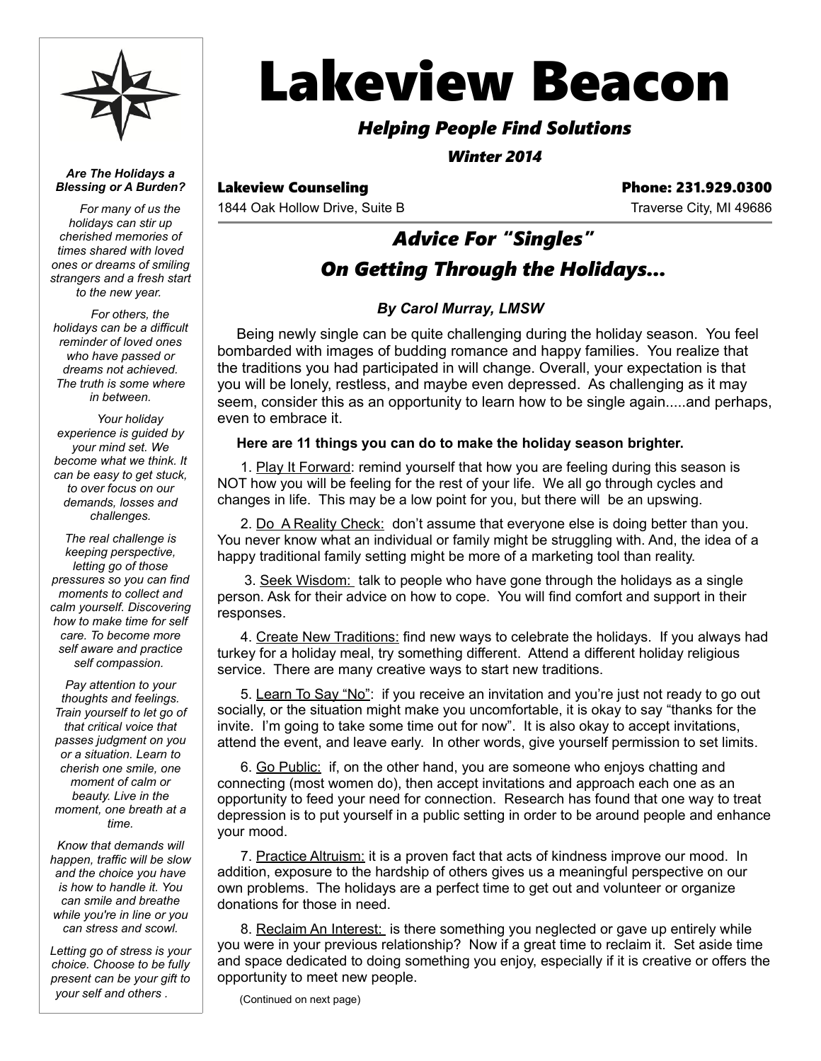# Lakeview Beacon

***Helping People Find Solutions***

***Winter 2014***

**Lakeview Counseling** | **Phone: 231.929.0300**

1844 Oak Hollow Drive, Suite B | Traverse City, MI 49686

## *Advice For "Singles" On Getting Through the Holidays…*

***By Carol Murray, LMSW***

Being newly single can be quite challenging during the holiday season. You feel bombarded with images of budding romance and happy families. You realize that the traditions you had participated in will change. Overall, your expectation is that you will be lonely, restless, and maybe even depressed. As challenging as it may seem, consider this as an opportunity to learn how to be single again.....and perhaps, even to embrace it.

**Here are 11 things you can do to make the holiday season brighter.**

1. Play It Forward: remind yourself that how you are feeling during this season is NOT how you will be feeling for the rest of your life. We all go through cycles and changes in life. This may be a low point for you, but there will be an upswing.

2. Do A Reality Check: don't assume that everyone else is doing better than you. You never know what an individual or family might be struggling with. And, the idea of a happy traditional family setting might be more of a marketing tool than reality.

3. Seek Wisdom: talk to people who have gone through the holidays as a single person. Ask for their advice on how to cope. You will find comfort and support in their responses.

4. Create New Traditions: find new ways to celebrate the holidays. If you always had turkey for a holiday meal, try something different. Attend a different holiday religious service. There are many creative ways to start new traditions.

5. Learn To Say "No": if you receive an invitation and you're just not ready to go out socially, or the situation might make you uncomfortable, it is okay to say "thanks for the invite. I'm going to take some time out for now". It is also okay to accept invitations, attend the event, and leave early. In other words, give yourself permission to set limits.

6. Go Public: if, on the other hand, you are someone who enjoys chatting and connecting (most women do), then accept invitations and approach each one as an opportunity to feed your need for connection. Research has found that one way to treat depression is to put yourself in a public setting in order to be around people and enhance your mood.

7. Practice Altruism: it is a proven fact that acts of kindness improve our mood. In addition, exposure to the hardship of others gives us a meaningful perspective on our own problems. The holidays are a perfect time to get out and volunteer or organize donations for those in need.

8. Reclaim An Interest: is there something you neglected or gave up entirely while you were in your previous relationship? Now if a great time to reclaim it. Set aside time and space dedicated to doing something you enjoy, especially if it is creative or offers the opportunity to meet new people.

(Continued on next page)

---

***Are The Holidays a Blessing or A Burden?***

*For many of us the holidays can stir up cherished memories of times shared with loved ones or dreams of smiling strangers and a fresh start to the new year.*

*For others, the holidays can be a difficult reminder of loved ones who have passed or dreams not achieved. The truth is some where in between.*

*Your holiday experience is guided by your mind set. We become what we think. It can be easy to get stuck, to over focus on our demands, losses and challenges.*

*The real challenge is keeping perspective, letting go of those pressures so you can find moments to collect and calm yourself. Discovering how to make time for self care. To become more self aware and practice self compassion.*

*Pay attention to your thoughts and feelings. Train yourself to let go of that critical voice that passes judgment on you or a situation. Learn to cherish one smile, one moment of calm or beauty. Live in the moment, one breath at a time.*

*Know that demands will happen, traffic will be slow and the choice you have is how to handle it. You can smile and breathe while you're in line or you can stress and scowl.*

*Letting go of stress is your choice. Choose to be fully present can be your gift to your self and others .*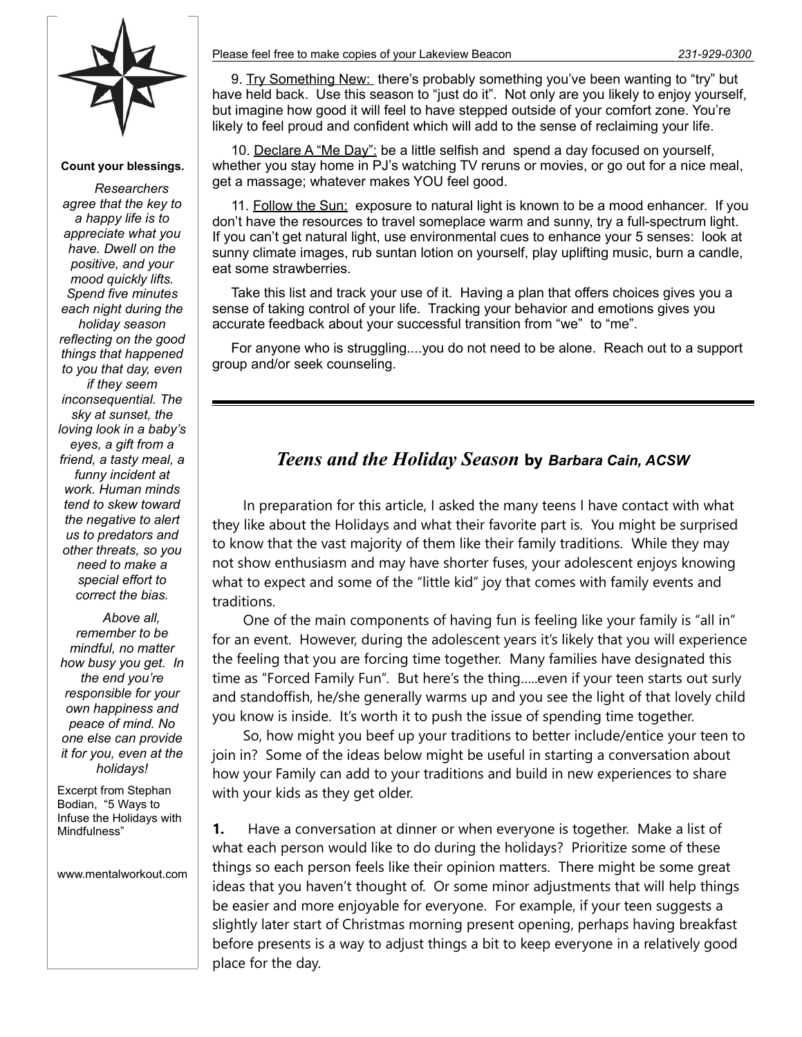9. Try Something New: there's probably something you've been wanting to "try" but have held back. Use this season to "just do it". Not only are you likely to enjoy yourself, but imagine how good it will feel to have stepped outside of your comfort zone. You're likely to feel proud and confident which will add to the sense of reclaiming your life.

10. Declare A "Me Day": be a little selfish and spend a day focused on yourself, whether you stay home in PJ's watching TV reruns or movies, or go out for a nice meal, get a massage; whatever makes YOU feel good.

11. Follow the Sun: exposure to natural light is known to be a mood enhancer. If you don't have the resources to travel someplace warm and sunny, try a full-spectrum light. If you can't get natural light, use environmental cues to enhance your 5 senses: look at sunny climate images, rub suntan lotion on yourself, play uplifting music, burn a candle, eat some strawberries.

Take this list and track your use of it. Having a plan that offers choices gives you a sense of taking control of your life. Tracking your behavior and emotions gives you accurate feedback about your successful transition from "we" to "me".

For anyone who is struggling....you do not need to be alone. Reach out to a support group and/or seek counseling.

---

## *Teens and the Holiday Season* by *Barbara Cain, ACSW*

In preparation for this article, I asked the many teens I have contact with what they like about the Holidays and what their favorite part is. You might be surprised to know that the vast majority of them like their family traditions. While they may not show enthusiasm and may have shorter fuses, your adolescent enjoys knowing what to expect and some of the "little kid" joy that comes with family events and traditions.

One of the main components of having fun is feeling like your family is "all in" for an event. However, during the adolescent years it's likely that you will experience the feeling that you are forcing time together. Many families have designated this time as "Forced Family Fun". But here's the thing.....even if your teen starts out surly and standoffish, he/she generally warms up and you see the light of that lovely child you know is inside. It's worth it to push the issue of spending time together.

So, how might you beef up your traditions to better include/entice your teen to join in? Some of the ideas below might be useful in starting a conversation about how your Family can add to your traditions and build in new experiences to share with your kids as they get older.

**1.** Have a conversation at dinner or when everyone is together. Make a list of what each person would like to do during the holidays? Prioritize some of these things so each person feels like their opinion matters. There might be some great ideas that you haven't thought of. Or some minor adjustments that will help things be easier and more enjoyable for everyone. For example, if your teen suggests a slightly later start of Christmas morning present opening, perhaps having breakfast before presents is a way to adjust things a bit to keep everyone in a relatively good place for the day.

---

**Count your blessings.**

*Researchers agree that the key to a happy life is to appreciate what you have. Dwell on the positive, and your mood quickly lifts. Spend five minutes each night during the holiday season reflecting on the good things that happened to you that day, even if they seem inconsequential. The sky at sunset, the loving look in a baby's eyes, a gift from a friend, a tasty meal, a funny incident at work. Human minds tend to skew toward the negative to alert us to predators and other threats, so you need to make a special effort to correct the bias.*

*Above all, remember to be mindful, no matter how busy you get. In the end you're responsible for your own happiness and peace of mind. No one else can provide it for you, even at the holidays!*

Excerpt from Stephan Bodian, "5 Ways to Infuse the Holidays with Mindfulness"

www.mentalworkout.com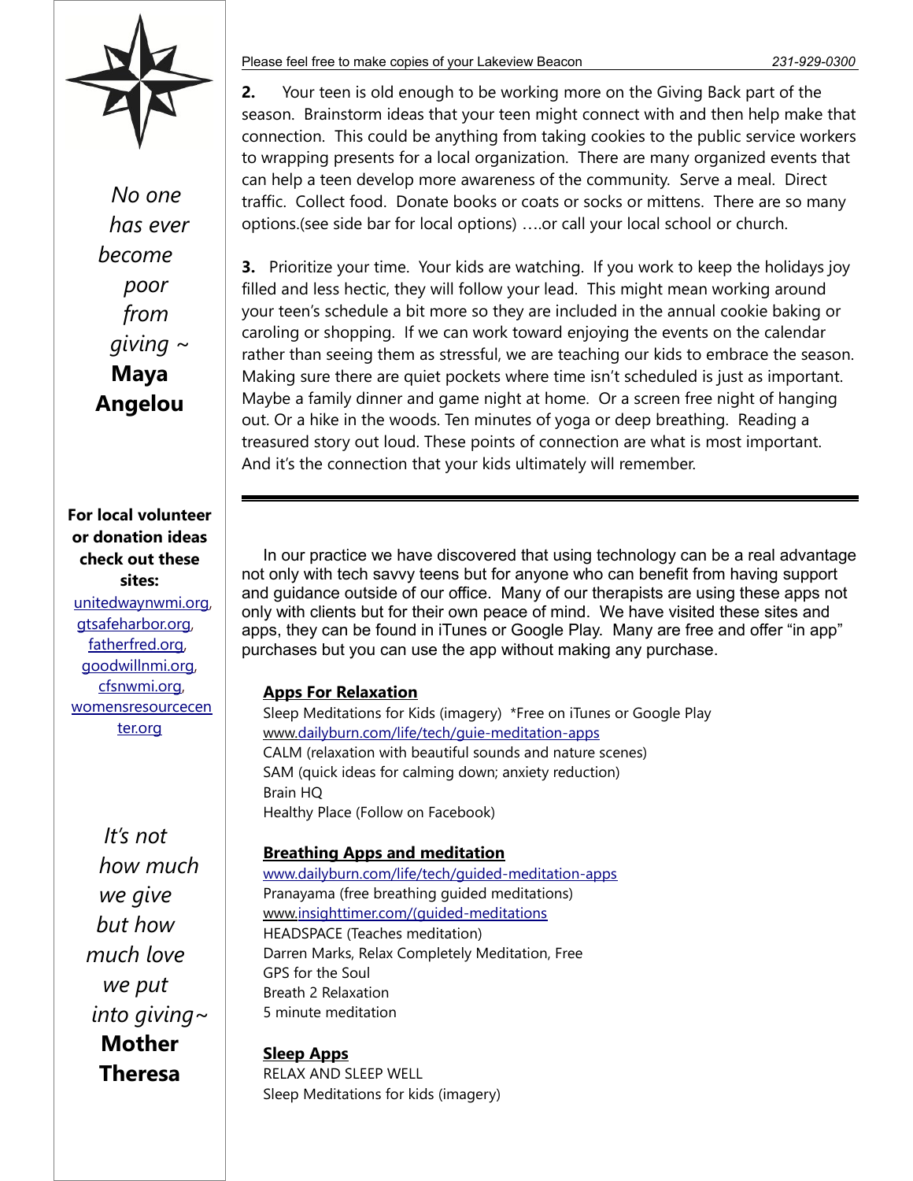**2.** Your teen is old enough to be working more on the Giving Back part of the season. Brainstorm ideas that your teen might connect with and then help make that connection. This could be anything from taking cookies to the public service workers to wrapping presents for a local organization. There are many organized events that can help a teen develop more awareness of the community. Serve a meal. Direct traffic. Collect food. Donate books or coats or socks or mittens. There are so many options.(see side bar for local options) ….or call your local school or church.

**3.** Prioritize your time. Your kids are watching. If you work to keep the holidays joy filled and less hectic, they will follow your lead. This might mean working around your teen's schedule a bit more so they are included in the annual cookie baking or caroling or shopping. If we can work toward enjoying the events on the calendar rather than seeing them as stressful, we are teaching our kids to embrace the season. Making sure there are quiet pockets where time isn't scheduled is just as important. Maybe a family dinner and game night at home. Or a screen free night of hanging out. Or a hike in the woods. Ten minutes of yoga or deep breathing. Reading a treasured story out loud. These points of connection are what is most important. And it's the connection that your kids ultimately will remember.

---

In our practice we have discovered that using technology can be a real advantage not only with tech savvy teens but for anyone who can benefit from having support and guidance outside of our office. Many of our therapists are using these apps not only with clients but for their own peace of mind. We have visited these sites and apps, they can be found in iTunes or Google Play. Many are free and offer "in app" purchases but you can use the app without making any purchase.

**Apps For Relaxation**

Sleep Meditations for Kids (imagery) *Free on iTunes or Google Play
www.dailyburn.com/life/tech/guie-meditation-apps
CALM (relaxation with beautiful sounds and nature scenes)
SAM (quick ideas for calming down; anxiety reduction)
Brain HQ
Healthy Place (Follow on Facebook)

**Breathing Apps and meditation**

www.dailyburn.com/life/tech/guided-meditation-apps
Pranayama (free breathing guided meditations)
www.insighttimer.com/(guided-meditations
HEADSPACE (Teaches meditation)
Darren Marks, Relax Completely Meditation, Free
GPS for the Soul
Breath 2 Relaxation
5 minute meditation

**Sleep Apps**

RELAX AND SLEEP WELL
Sleep Meditations for kids (imagery)

---

*No one has ever become poor from giving ~* **Maya Angelou**

**For local volunteer or donation ideas check out these sites:**
unitedwaynwmi.org, gtsafeharbor.org, fatherfred.org, goodwillnmi.org, cfsnwmi.org, womensresourcecenter.org

*It's not how much we give but how much love we put into giving~* **Mother Theresa**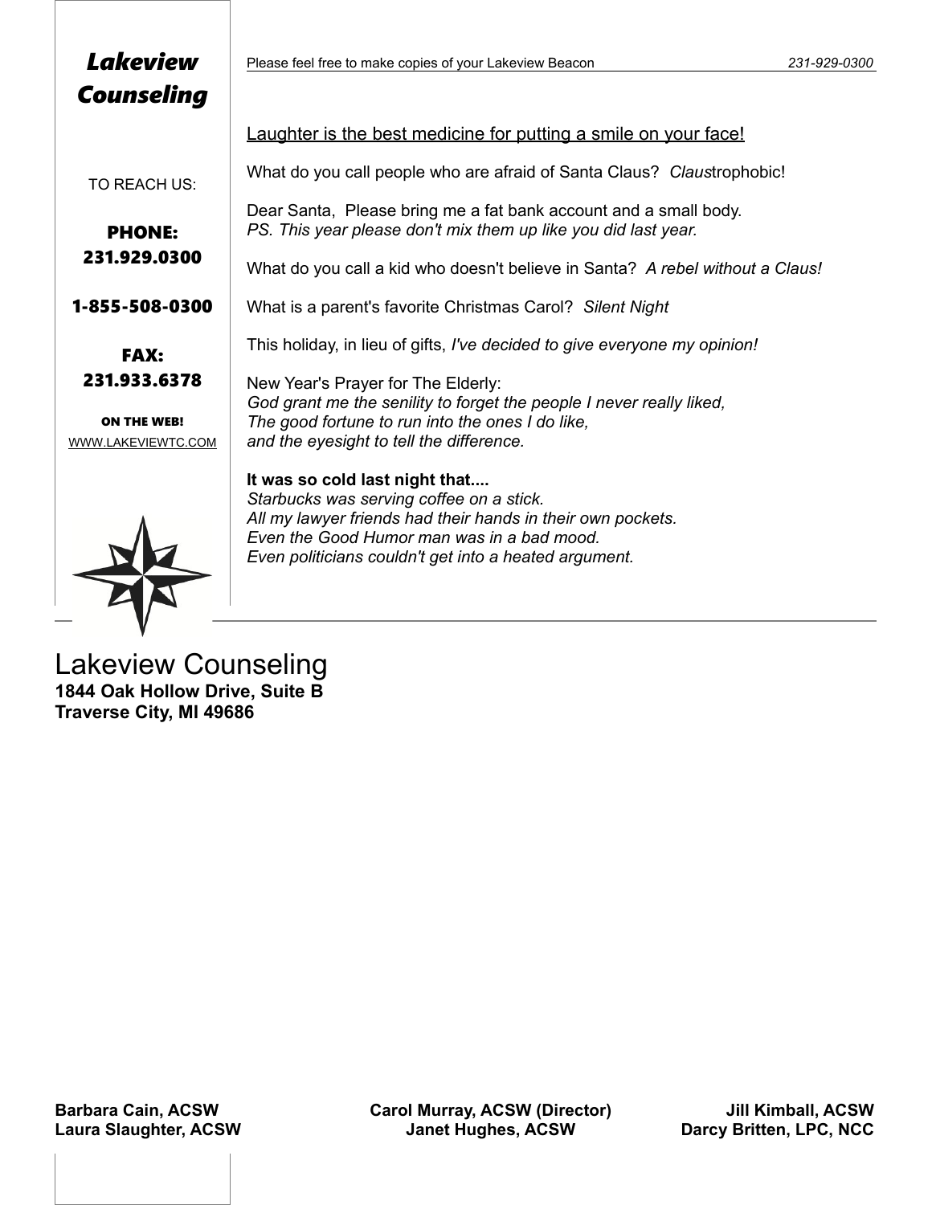**Lakeview Counseling**

TO REACH US:

**PHONE:**
**231.929.0300**

**1-855-508-0300**

**FAX:**
**231.933.6378**

**ON THE WEB!**
WWW.LAKEVIEWTC.COM

Please feel free to make copies of your Lakeview Beacon *231-929-0300*

Laughter is the best medicine for putting a smile on your face!

What do you call people who are afraid of Santa Claus? *Claus*trophobic!

Dear Santa, Please bring me a fat bank account and a small body.
*PS. This year please don't mix them up like you did last year.*

What do you call a kid who doesn't believe in Santa? *A rebel without a Claus!*

What is a parent's favorite Christmas Carol? *Silent Night*

This holiday, in lieu of gifts, *I've decided to give everyone my opinion!*

New Year's Prayer for The Elderly:
*God grant me the senility to forget the people I never really liked,*
*The good fortune to run into the ones I do like,*
*and the eyesight to tell the difference.*

**It was so cold last night that....**
*Starbucks was serving coffee on a stick.*
*All my lawyer friends had their hands in their own pockets.*
*Even the Good Humor man was in a bad mood.*
*Even politicians couldn't get into a heated argument.*

Lakeview Counseling
**1844 Oak Hollow Drive, Suite B**
**Traverse City, MI 49686**

**Barbara Cain, ACSW** | **Carol Murray, ACSW (Director)** | **Jill Kimball, ACSW**
**Laura Slaughter, ACSW** | **Janet Hughes, ACSW** | **Darcy Britten, LPC, NCC**